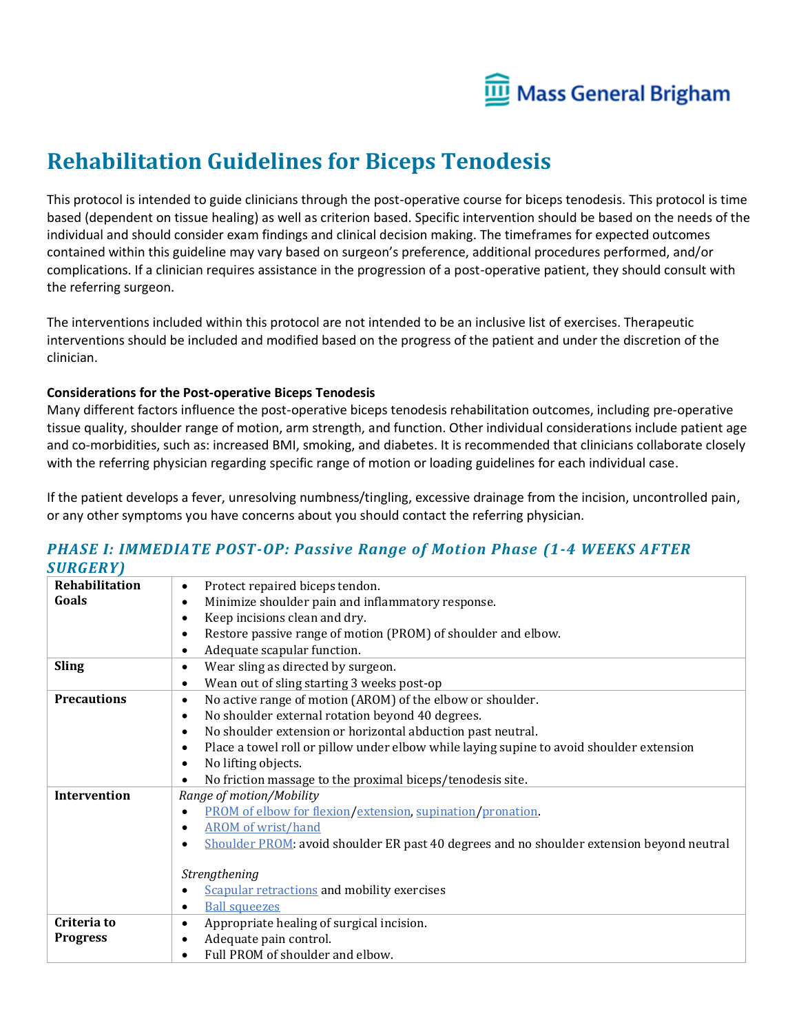# Rehabilitation Guidelines for Biceps Tenodesis

This protocol is intended to guide clinicians through the post-operative course for biceps tenodesis. This protocol is time based (dependent on tissue healing) as well as criterion based. Specific intervention should be based on the needs of the individual and should consider exam findings and clinical decision making. The timeframes for expected outcomes contained within this guideline may vary based on surgeon's preference, additional procedures performed, and/or complications. If a clinician requires assistance in the progression of a post-operative patient, they should consult with the referring surgeon.

The interventions included within this protocol are not intended to be an inclusive list of exercises. Therapeutic interventions should be included and modified based on the progress of the patient and under the discretion of the clinician.

**Considerations for the Post-operative Biceps Tenodesis**

Many different factors influence the post-operative biceps tenodesis rehabilitation outcomes, including pre-operative tissue quality, shoulder range of motion, arm strength, and function. Other individual considerations include patient age and co-morbidities, such as: increased BMI, smoking, and diabetes. It is recommended that clinicians collaborate closely with the referring physician regarding specific range of motion or loading guidelines for each individual case.

If the patient develops a fever, unresolving numbness/tingling, excessive drainage from the incision, uncontrolled pain, or any other symptoms you have concerns about you should contact the referring physician.

## *PHASE I: IMMEDIATE POST-OP: Passive Range of Motion Phase (1-4 WEEKS AFTER SURGERY)*

| | |
|---|---|
| **Rehabilitation Goals** | • Protect repaired biceps tendon.<br>• Minimize shoulder pain and inflammatory response.<br>• Keep incisions clean and dry.<br>• Restore passive range of motion (PROM) of shoulder and elbow.<br>• Adequate scapular function. |
| **Sling** | • Wear sling as directed by surgeon.<br>• Wean out of sling starting 3 weeks post-op |
| **Precautions** | • No active range of motion (AROM) of the elbow or shoulder.<br>• No shoulder external rotation beyond 40 degrees.<br>• No shoulder extension or horizontal abduction past neutral.<br>• Place a towel roll or pillow under elbow while laying supine to avoid shoulder extension<br>• No lifting objects.<br>• No friction massage to the proximal biceps/tenodesis site. |
| **Intervention** | *Range of motion/Mobility*<br>• PROM of elbow for flexion/extension, supination/pronation.<br>• AROM of wrist/hand<br>• Shoulder PROM: avoid shoulder ER past 40 degrees and no shoulder extension beyond neutral<br><br>*Strengthening*<br>• Scapular retractions and mobility exercises<br>• Ball squeezes |
| **Criteria to Progress** | • Appropriate healing of surgical incision.<br>• Adequate pain control.<br>• Full PROM of shoulder and elbow. |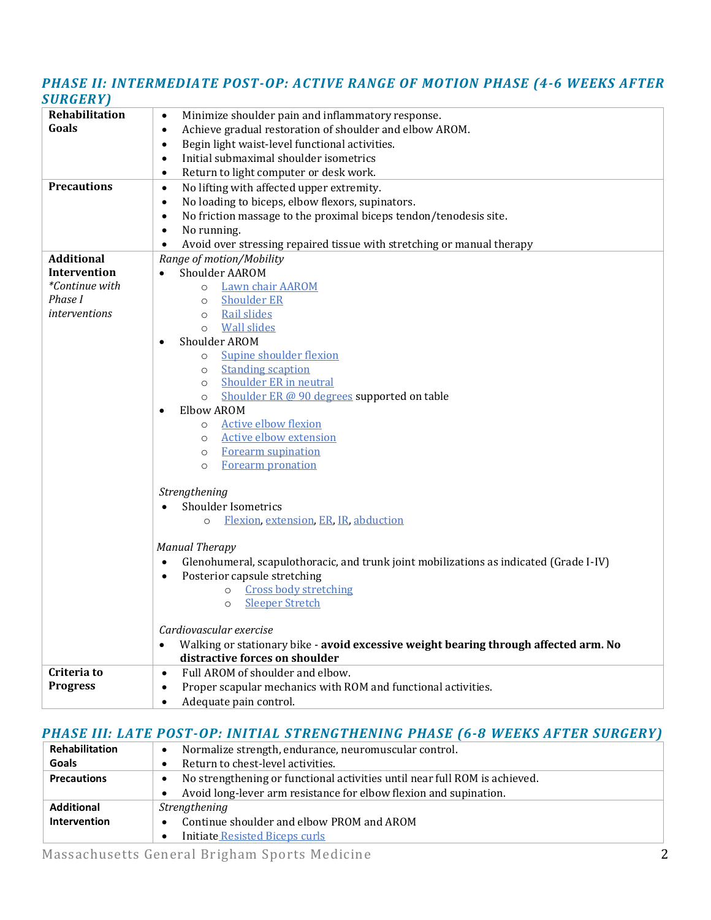## *PHASE II: INTERMEDIATE POST-OP: ACTIVE RANGE OF MOTION PHASE (4-6 WEEKS AFTER SURGERY)*

| | |
|---|---|
| **Rehabilitation Goals** | • Minimize shoulder pain and inflammatory response.<br>• Achieve gradual restoration of shoulder and elbow AROM.<br>• Begin light waist-level functional activities.<br>• Initial submaximal shoulder isometrics<br>• Return to light computer or desk work. |
| **Precautions** | • No lifting with affected upper extremity.<br>• No loading to biceps, elbow flexors, supinators.<br>• No friction massage to the proximal biceps tendon/tenodesis site.<br>• No running.<br>• Avoid over stressing repaired tissue with stretching or manual therapy |
| **Additional Intervention** *\*Continue with Phase I interventions* | *Range of motion/Mobility*<br>• Shoulder AAROM<br>  ○ Lawn chair AAROM<br>  ○ Shoulder ER<br>  ○ Rail slides<br>  ○ Wall slides<br>• Shoulder AROM<br>  ○ Supine shoulder flexion<br>  ○ Standing scaption<br>  ○ Shoulder ER in neutral<br>  ○ Shoulder ER @ 90 degrees supported on table<br>• Elbow AROM<br>  ○ Active elbow flexion<br>  ○ Active elbow extension<br>  ○ Forearm supination<br>  ○ Forearm pronation<br><br>*Strengthening*<br>• Shoulder Isometrics<br>  ○ Flexion, extension, ER, IR, abduction<br><br>*Manual Therapy*<br>• Glenohumeral, scapulothoracic, and trunk joint mobilizations as indicated (Grade I-IV)<br>• Posterior capsule stretching<br>  ○ Cross body stretching<br>  ○ Sleeper Stretch<br><br>*Cardiovascular exercise*<br>• Walking or stationary bike - **avoid excessive weight bearing through affected arm. No distractive forces on shoulder** |
| **Criteria to Progress** | • Full AROM of shoulder and elbow.<br>• Proper scapular mechanics with ROM and functional activities.<br>• Adequate pain control. |

## *PHASE III: LATE POST-OP: INITIAL STRENGTHENING PHASE (6-8 WEEKS AFTER SURGERY)*

| | |
|---|---|
| **Rehabilitation Goals** | • Normalize strength, endurance, neuromuscular control.<br>• Return to chest-level activities. |
| **Precautions** | • No strengthening or functional activities until near full ROM is achieved.<br>• Avoid long-lever arm resistance for elbow flexion and supination. |
| **Additional Intervention** | *Strengthening*<br>• Continue shoulder and elbow PROM and AROM<br>• Initiate Resisted Biceps curls |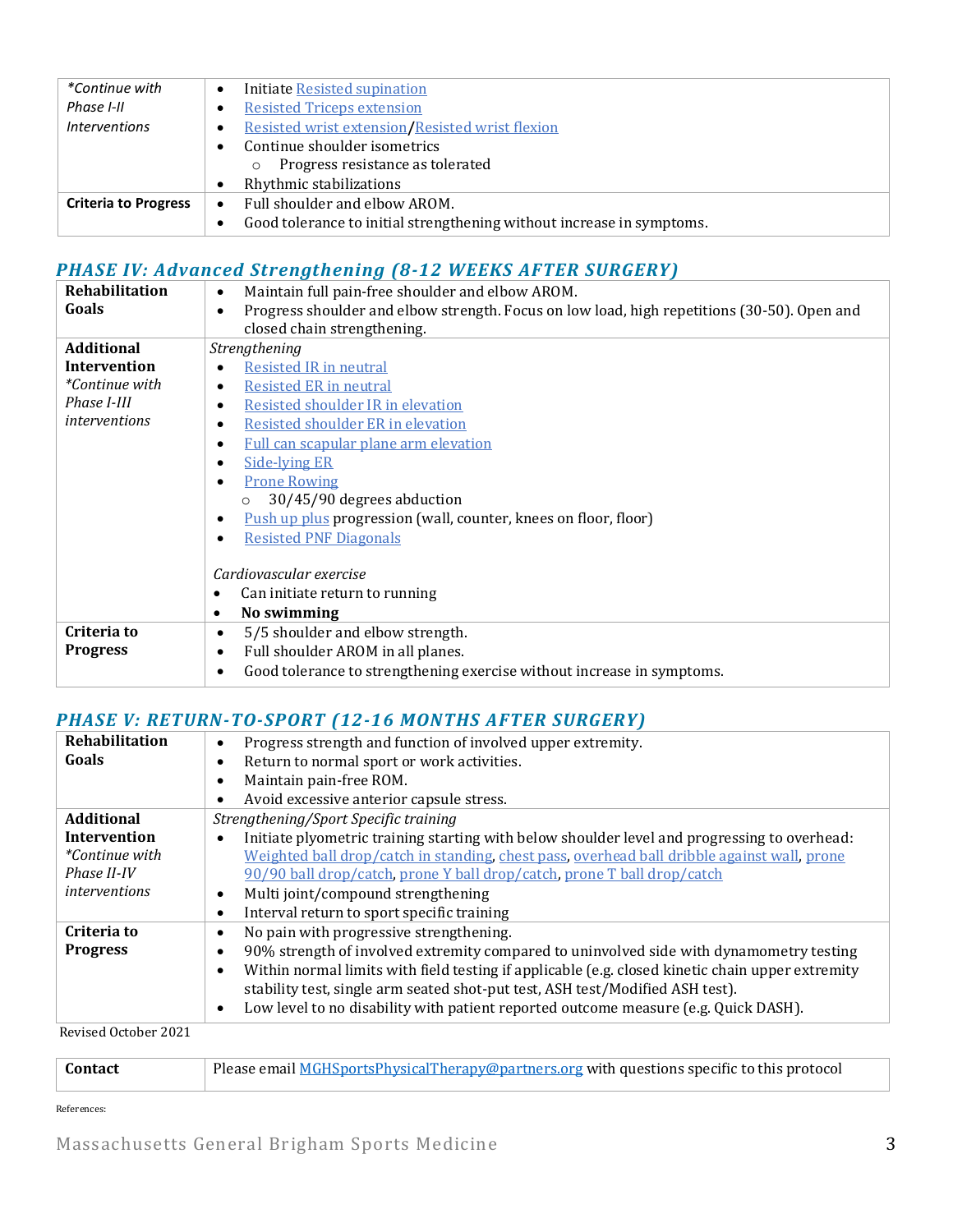| *Continue with Phase I-II Interventions | • Initiate Resisted supination<br>• Resisted Triceps extension<br>• Resisted wrist extension/Resisted wrist flexion<br>• Continue shoulder isometrics<br>  ○ Progress resistance as tolerated<br>• Rhythmic stabilizations |
|---|---|
| **Criteria to Progress** | • Full shoulder and elbow AROM.<br>• Good tolerance to initial strengthening without increase in symptoms. |

## *PHASE IV: Advanced Strengthening (8-12 WEEKS AFTER SURGERY)*

| **Rehabilitation Goals** | • Maintain full pain-free shoulder and elbow AROM.<br>• Progress shoulder and elbow strength. Focus on low load, high repetitions (30-50). Open and closed chain strengthening. |
|---|---|
| **Additional Intervention** *\*Continue with Phase I-III interventions* | *Strengthening*<br>• Resisted IR in neutral<br>• Resisted ER in neutral<br>• Resisted shoulder IR in elevation<br>• Resisted shoulder ER in elevation<br>• Full can scapular plane arm elevation<br>• Side-lying ER<br>• Prone Rowing<br>  ○ 30/45/90 degrees abduction<br>• Push up plus progression (wall, counter, knees on floor, floor)<br>• Resisted PNF Diagonals<br><br>*Cardiovascular exercise*<br>• Can initiate return to running<br>• **No swimming** |
| **Criteria to Progress** | • 5/5 shoulder and elbow strength.<br>• Full shoulder AROM in all planes.<br>• Good tolerance to strengthening exercise without increase in symptoms. |

## *PHASE V: RETURN-TO-SPORT (12-16 MONTHS AFTER SURGERY)*

| **Rehabilitation Goals** | • Progress strength and function of involved upper extremity.<br>• Return to normal sport or work activities.<br>• Maintain pain-free ROM.<br>• Avoid excessive anterior capsule stress. |
|---|---|
| **Additional Intervention** *\*Continue with Phase II-IV interventions* | *Strengthening/Sport Specific training*<br>• Initiate plyometric training starting with below shoulder level and progressing to overhead: Weighted ball drop/catch in standing, chest pass, overhead ball dribble against wall, prone 90/90 ball drop/catch, prone Y ball drop/catch, prone T ball drop/catch<br>• Multi joint/compound strengthening<br>• Interval return to sport specific training |
| **Criteria to Progress** | • No pain with progressive strengthening.<br>• 90% strength of involved extremity compared to uninvolved side with dynamometry testing<br>• Within normal limits with field testing if applicable (e.g. closed kinetic chain upper extremity stability test, single arm seated shot-put test, ASH test/Modified ASH test).<br>• Low level to no disability with patient reported outcome measure (e.g. Quick DASH). |

Revised October 2021

| **Contact** | Please email MGHSportsPhysicalTherapy@partners.org with questions specific to this protocol |
|---|---|

References: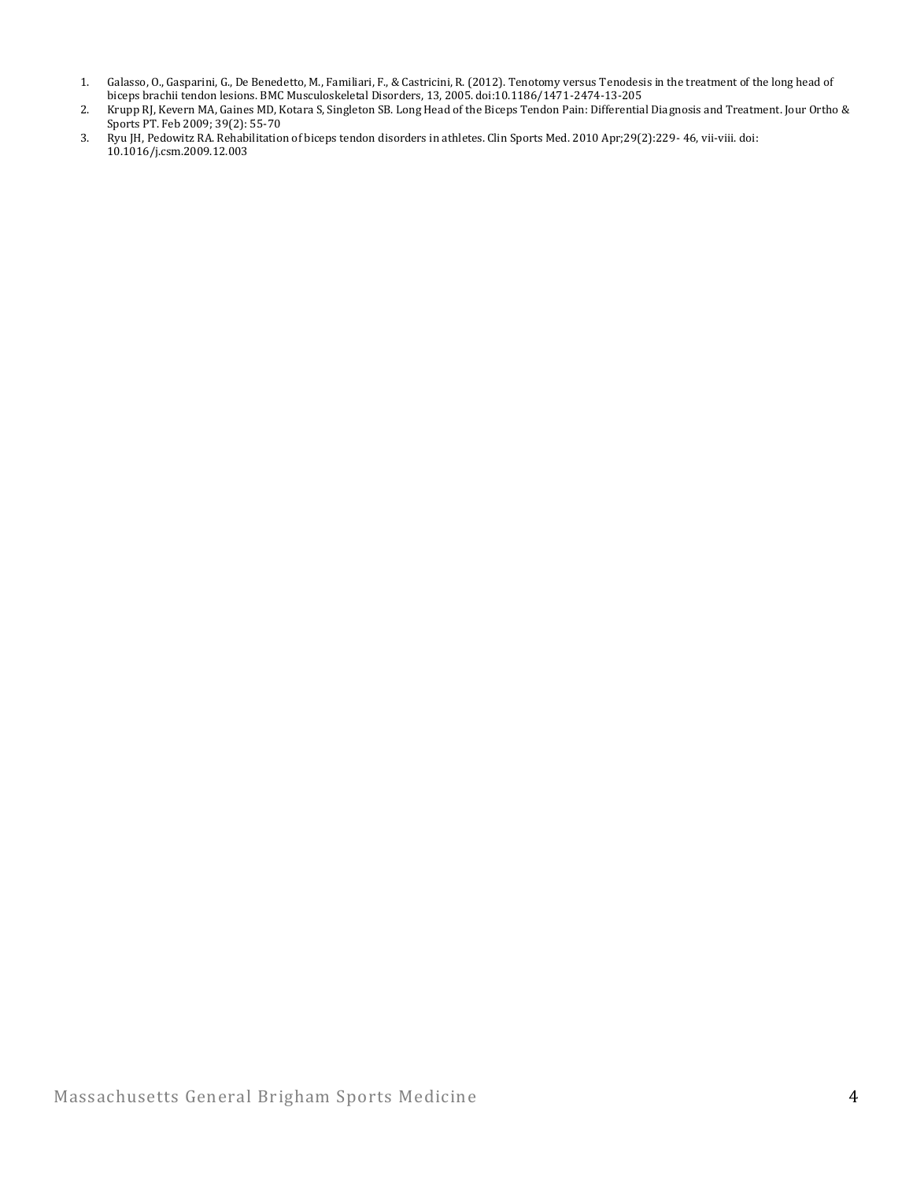1. Galasso, O., Gasparini, G., De Benedetto, M., Familiari, F., & Castricini, R. (2012). Tenotomy versus Tenodesis in the treatment of the long head of biceps brachii tendon lesions. BMC Musculoskeletal Disorders, 13, 2005. doi:10.1186/1471-2474-13-205
2. Krupp RJ, Kevern MA, Gaines MD, Kotara S, Singleton SB. Long Head of the Biceps Tendon Pain: Differential Diagnosis and Treatment. Jour Ortho & Sports PT. Feb 2009; 39(2): 55-70
3. Ryu JH, Pedowitz RA. Rehabilitation of biceps tendon disorders in athletes. Clin Sports Med. 2010 Apr;29(2):229- 46, vii-viii. doi: 10.1016/j.csm.2009.12.003